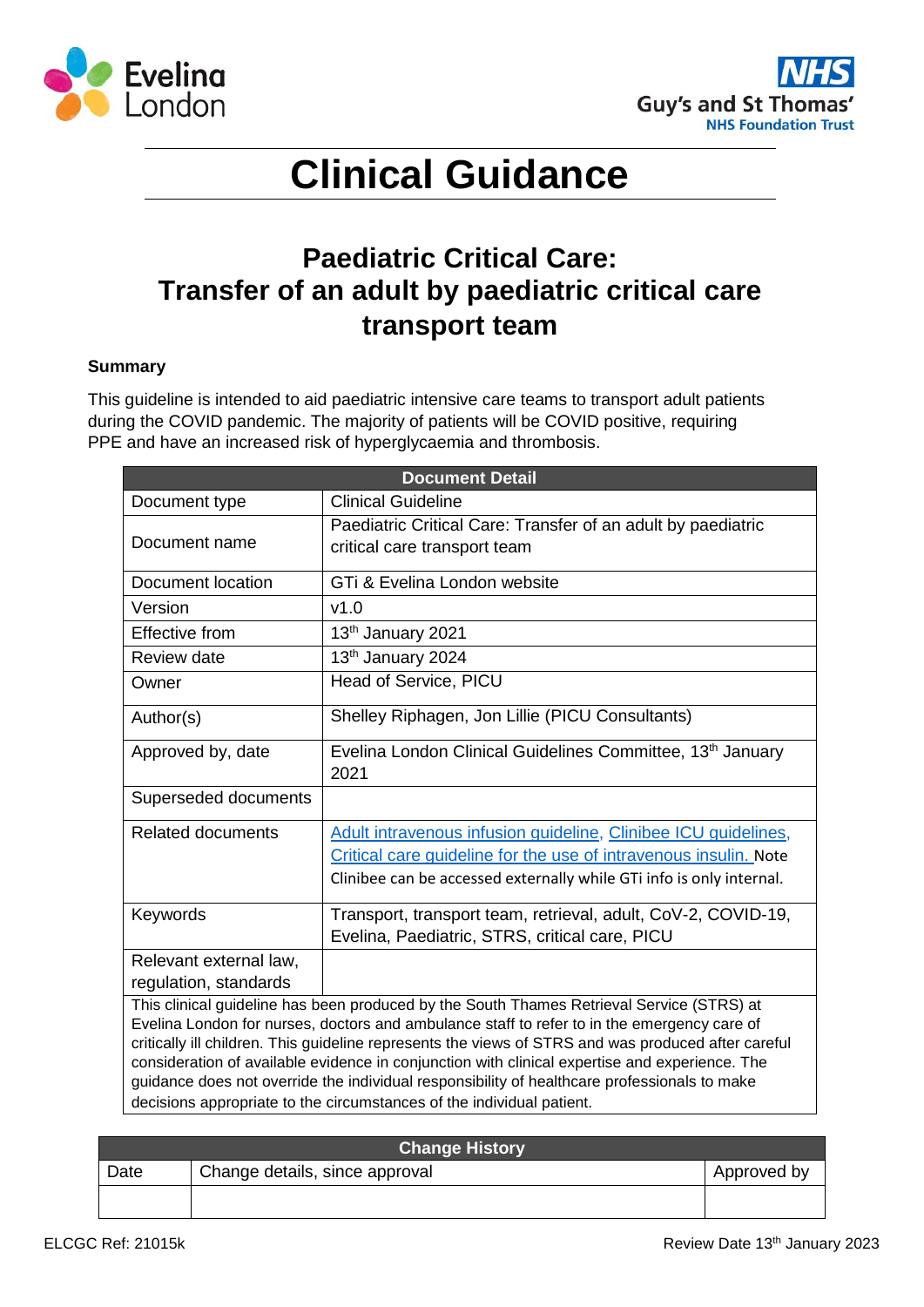# Clinical Guidance

## Paediatric Critical Care: Transfer of an adult by paediatric critical care transport team

**Summary**

This guideline is intended to aid paediatric intensive care teams to transport adult patients during the COVID pandemic. The majority of patients will be COVID positive, requiring PPE and have an increased risk of hyperglycaemia and thrombosis.

| Document Detail | |
|---|---|
| Document type | Clinical Guideline |
| Document name | Paediatric Critical Care: Transfer of an adult by paediatric critical care transport team |
| Document location | GTi & Evelina London website |
| Version | v1.0 |
| Effective from | 13th January 2021 |
| Review date | 13th January 2024 |
| Owner | Head of Service, PICU |
| Author(s) | Shelley Riphagen, Jon Lillie (PICU Consultants) |
| Approved by, date | Evelina London Clinical Guidelines Committee, 13th January 2021 |
| Superseded documents | |
| Related documents | Adult intravenous infusion guideline, Clinibee ICU guidelines, Critical care guideline for the use of intravenous insulin. Note Clinibee can be accessed externally while GTi info is only internal. |
| Keywords | Transport, transport team, retrieval, adult, CoV-2, COVID-19, Evelina, Paediatric, STRS, critical care, PICU |
| Relevant external law, regulation, standards | |
| This clinical guideline has been produced by the South Thames Retrieval Service (STRS) at Evelina London for nurses, doctors and ambulance staff to refer to in the emergency care of critically ill children. This guideline represents the views of STRS and was produced after careful consideration of available evidence in conjunction with clinical expertise and experience. The guidance does not override the individual responsibility of healthcare professionals to make decisions appropriate to the circumstances of the individual patient. | |

| Change History | | |
|---|---|---|
| Date | Change details, since approval | Approved by |
| | | |

ELCGC Ref: 21015k

Review Date 13th January 2023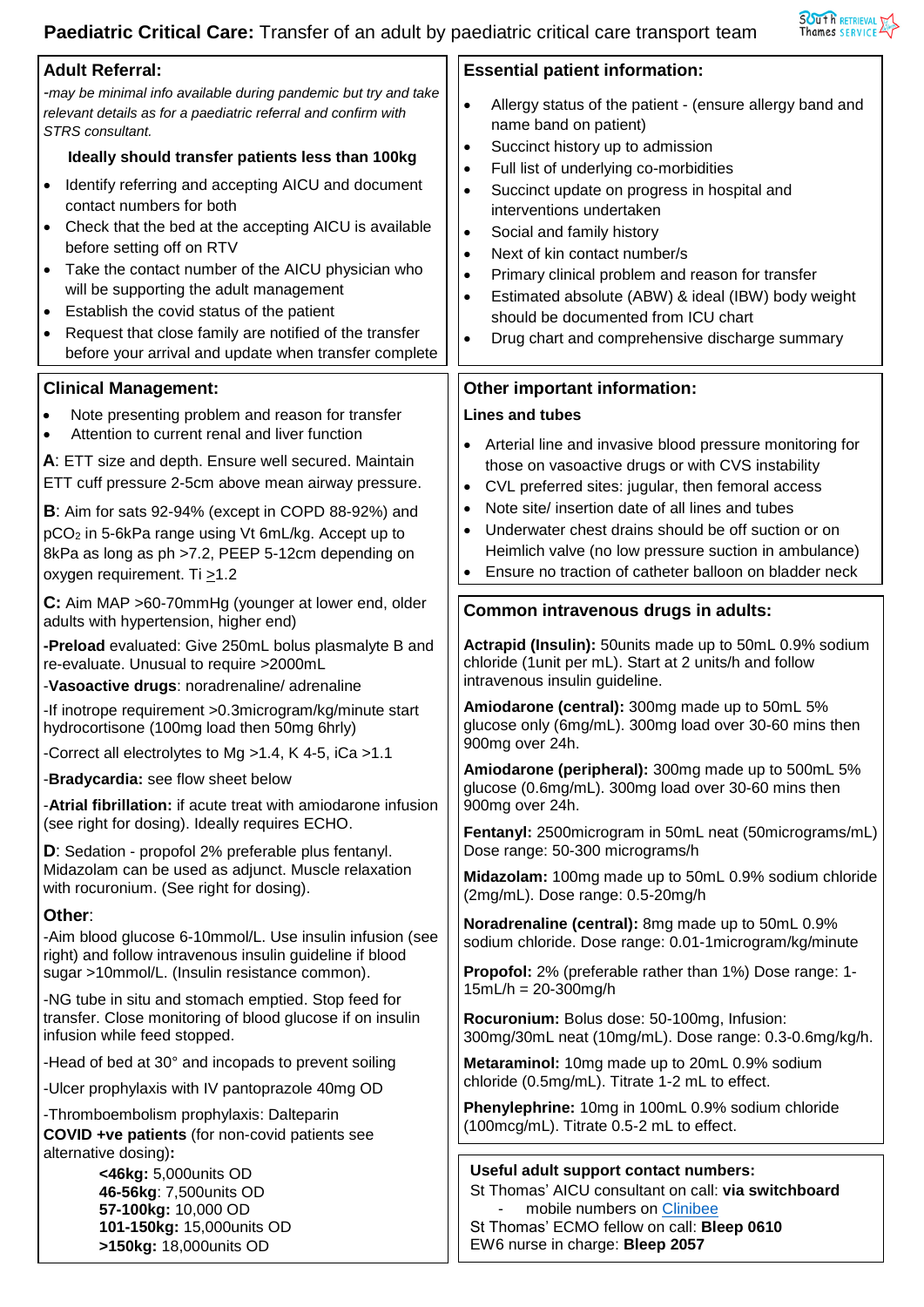# **Paediatric Critical Care:** Transfer of an adult by paediatric critical care transport team

## Adult Referral:

*-may be minimal info available during pandemic but try and take relevant details as for a paediatric referral and confirm with STRS consultant.*

**Ideally should transfer patients less than 100kg**

- Identify referring and accepting AICU and document contact numbers for both
- Check that the bed at the accepting AICU is available before setting off on RTV
- Take the contact number of the AICU physician who will be supporting the adult management
- Establish the covid status of the patient
- Request that close family are notified of the transfer before your arrival and update when transfer complete

## Clinical Management:

- Note presenting problem and reason for transfer
- Attention to current renal and liver function

**A**: ETT size and depth. Ensure well secured. Maintain ETT cuff pressure 2-5cm above mean airway pressure.

**B**: Aim for sats 92-94% (except in COPD 88-92%) and $pCO_2$ in 5-6kPa range using Vt 6mL/kg. Accept up to 8kPa as long as ph >7.2, PEEP 5-12cm depending on oxygen requirement. Ti $\geq$1.2

**C:** Aim MAP >60-70mmHg (younger at lower end, older adults with hypertension, higher end)

-**Preload** evaluated: Give 250mL bolus plasmalyte B and re-evaluate. Unusual to require >2000mL

-**Vasoactive drugs**: noradrenaline/ adrenaline

-If inotrope requirement >0.3microgram/kg/minute start hydrocortisone (100mg load then 50mg 6hrly)

-Correct all electrolytes to Mg >1.4, K 4-5, iCa >1.1

-**Bradycardia:** see flow sheet below

-**Atrial fibrillation:** if acute treat with amiodarone infusion (see right for dosing). Ideally requires ECHO.

**D**: Sedation - propofol 2% preferable plus fentanyl. Midazolam can be used as adjunct. Muscle relaxation with rocuronium. (See right for dosing).

### Other:

-Aim blood glucose 6-10mmol/L. Use insulin infusion (see right) and follow intravenous insulin guideline if blood sugar >10mmol/L. (Insulin resistance common).

-NG tube in situ and stomach emptied. Stop feed for transfer. Close monitoring of blood glucose if on insulin infusion while feed stopped.

-Head of bed at 30° and incopads to prevent soiling

-Ulcer prophylaxis with IV pantoprazole 40mg OD

-Thromboembolism prophylaxis: Dalteparin
**COVID +ve patients** (for non-covid patients see alternative dosing)**:**

- **<46kg:** 5,000units OD
- **46-56kg**: 7,500units OD
- **57-100kg:** 10,000 OD
- **101-150kg:** 15,000units OD
- **>150kg:** 18,000units OD

## Essential patient information:

- Allergy status of the patient - (ensure allergy band and name band on patient)
- Succinct history up to admission
- Full list of underlying co-morbidities
- Succinct update on progress in hospital and interventions undertaken
- Social and family history
- Next of kin contact number/s
- Primary clinical problem and reason for transfer
- Estimated absolute (ABW) & ideal (IBW) body weight should be documented from ICU chart
- Drug chart and comprehensive discharge summary

## Other important information:

**Lines and tubes**

- Arterial line and invasive blood pressure monitoring for those on vasoactive drugs or with CVS instability
- CVL preferred sites: jugular, then femoral access
- Note site/ insertion date of all lines and tubes
- Underwater chest drains should be off suction or on Heimlich valve (no low pressure suction in ambulance)
- Ensure no traction of catheter balloon on bladder neck

## Common intravenous drugs in adults:

**Actrapid (Insulin):** 50units made up to 50mL 0.9% sodium chloride (1unit per mL). Start at 2 units/h and follow intravenous insulin guideline.

**Amiodarone (central):** 300mg made up to 50mL 5% glucose only (6mg/mL). 300mg load over 30-60 mins then 900mg over 24h.

**Amiodarone (peripheral):** 300mg made up to 500mL 5% glucose (0.6mg/mL). 300mg load over 30-60 mins then 900mg over 24h.

**Fentanyl:** 2500microgram in 50mL neat (50micrograms/mL) Dose range: 50-300 micrograms/h

**Midazolam:** 100mg made up to 50mL 0.9% sodium chloride (2mg/mL). Dose range: 0.5-20mg/h

**Noradrenaline (central):** 8mg made up to 50mL 0.9% sodium chloride. Dose range: 0.01-1microgram/kg/minute

**Propofol:** 2% (preferable rather than 1%) Dose range: 1-15mL/h = 20-300mg/h

**Rocuronium:** Bolus dose: 50-100mg, Infusion: 300mg/30mL neat (10mg/mL). Dose range: 0.3-0.6mg/kg/h.

**Metaraminol:** 10mg made up to 20mL 0.9% sodium chloride (0.5mg/mL). Titrate 1-2 mL to effect.

**Phenylephrine:** 10mg in 100mL 0.9% sodium chloride (100mcg/mL). Titrate 0.5-2 mL to effect.

## Useful adult support contact numbers:

St Thomas' AICU consultant on call: **via switchboard**
- mobile numbers on Clinibee

St Thomas' ECMO fellow on call: **Bleep 0610**
EW6 nurse in charge: **Bleep 2057**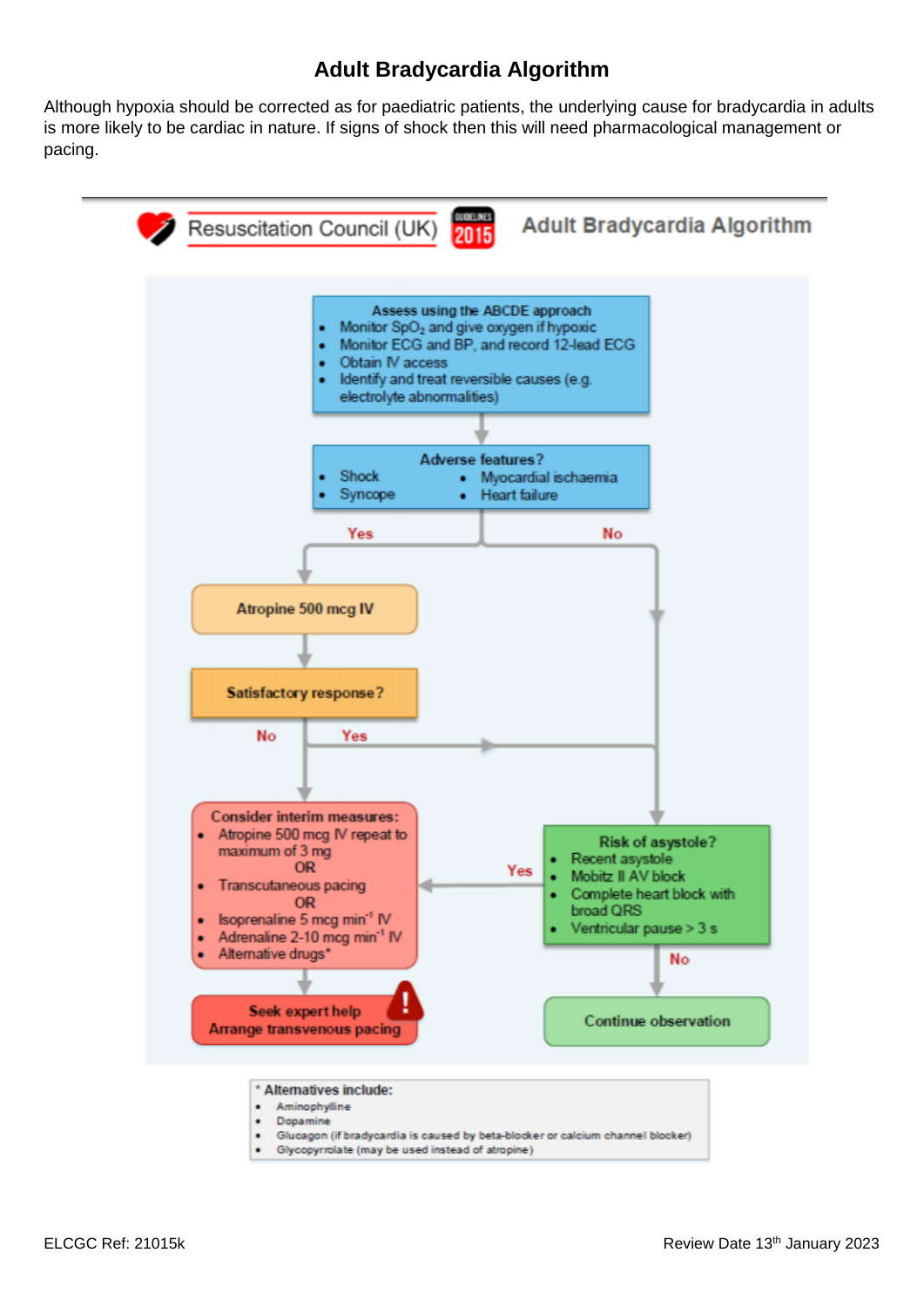# Adult Bradycardia Algorithm

Although hypoxia should be corrected as for paediatric patients, the underlying cause for bradycardia in adults is more likely to be cardiac in nature. If signs of shock then this will need pharmacological management or pacing.

Resuscitation Council (UK) GUIDELINES 2015 Adult Bradycardia Algorithm

**Assess using the ABCDE approach**
- Monitor $SpO_2$ and give oxygen if hypoxic
- Monitor ECG and BP, and record 12-lead ECG
- Obtain IV access
- Identify and treat reversible causes (e.g. electrolyte abnormalities)

**Adverse features?**
- Shock
- Syncope
- Myocardial ischaemia
- Heart failure

Yes

No

**Atropine 500 mcg IV**

**Satisfactory response?**

No

Yes

**Consider interim measures:**
- Atropine 500 mcg IV repeat to maximum of 3 mg

OR
- Transcutaneous pacing

OR
- Isoprenaline 5 mcg $min^{-1}$ IV
- Adrenaline 2-10 mcg $min^{-1}$ IV
- Alternative drugs*

**Risk of asystole?**
- Recent asystole
- Mobitz II AV block
- Complete heart block with broad QRS
- Ventricular pause > 3 s

Yes

No

**Seek expert help**
**Arrange transvenous pacing**

**Continue observation**

\* Alternatives include:
- Aminophylline
- Dopamine
- Glucagon (if bradycardia is caused by beta-blocker or calcium channel blocker)
- Glycopyrrolate (may be used instead of atropine)

ELCGC Ref: 21015k

Review Date 13th January 2023